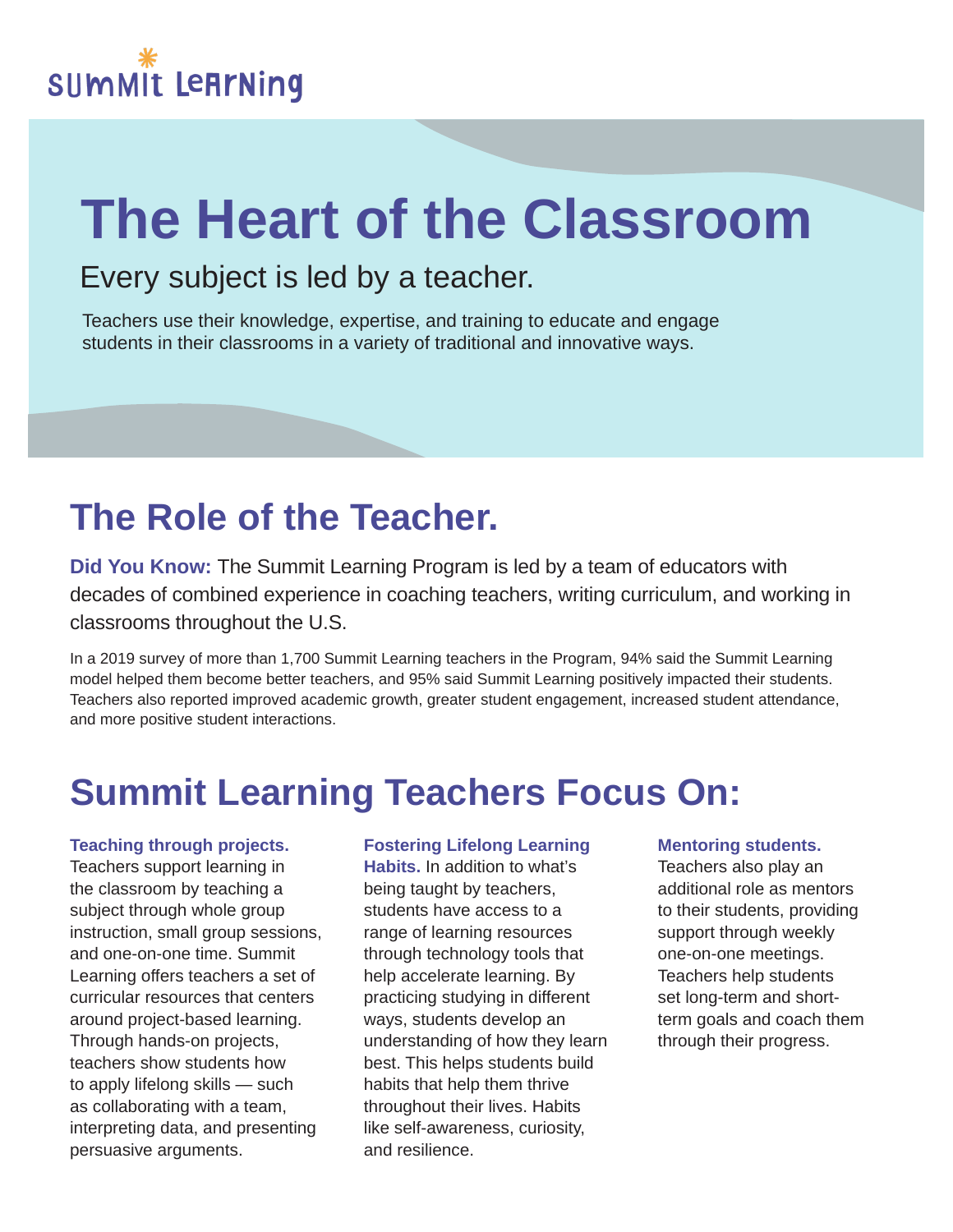Summit Learning

# The Heart of the Classroom

Every subject is led by a teacher.

Teachers use their knowledge, expertise, and training to educate and engage students in their classrooms in a variety of traditional and innovative ways.

## The Role of the Teacher.

**Did You Know:** The Summit Learning Program is led by a team of educators with decades of combined experience in coaching teachers, writing curriculum, and working in classrooms throughout the U.S.

In a 2019 survey of more than 1,700 Summit Learning teachers in the Program, 94% said the Summit Learning model helped them become better teachers, and 95% said Summit Learning positively impacted their students. Teachers also reported improved academic growth, greater student engagement, increased student attendance, and more positive student interactions.

## Summit Learning Teachers Focus On:

**Teaching through projects.** Teachers support learning in the classroom by teaching a subject through whole group instruction, small group sessions, and one-on-one time. Summit Learning offers teachers a set of curricular resources that centers around project-based learning. Through hands-on projects, teachers show students how to apply lifelong skills — such as collaborating with a team, interpreting data, and presenting persuasive arguments.

**Fostering Lifelong Learning Habits.** In addition to what's being taught by teachers, students have access to a range of learning resources through technology tools that help accelerate learning. By practicing studying in different ways, students develop an understanding of how they learn best. This helps students build habits that help them thrive throughout their lives. Habits like self-awareness, curiosity, and resilience.

**Mentoring students.** Teachers also play an additional role as mentors to their students, providing support through weekly one-on-one meetings. Teachers help students set long-term and short-term goals and coach them through their progress.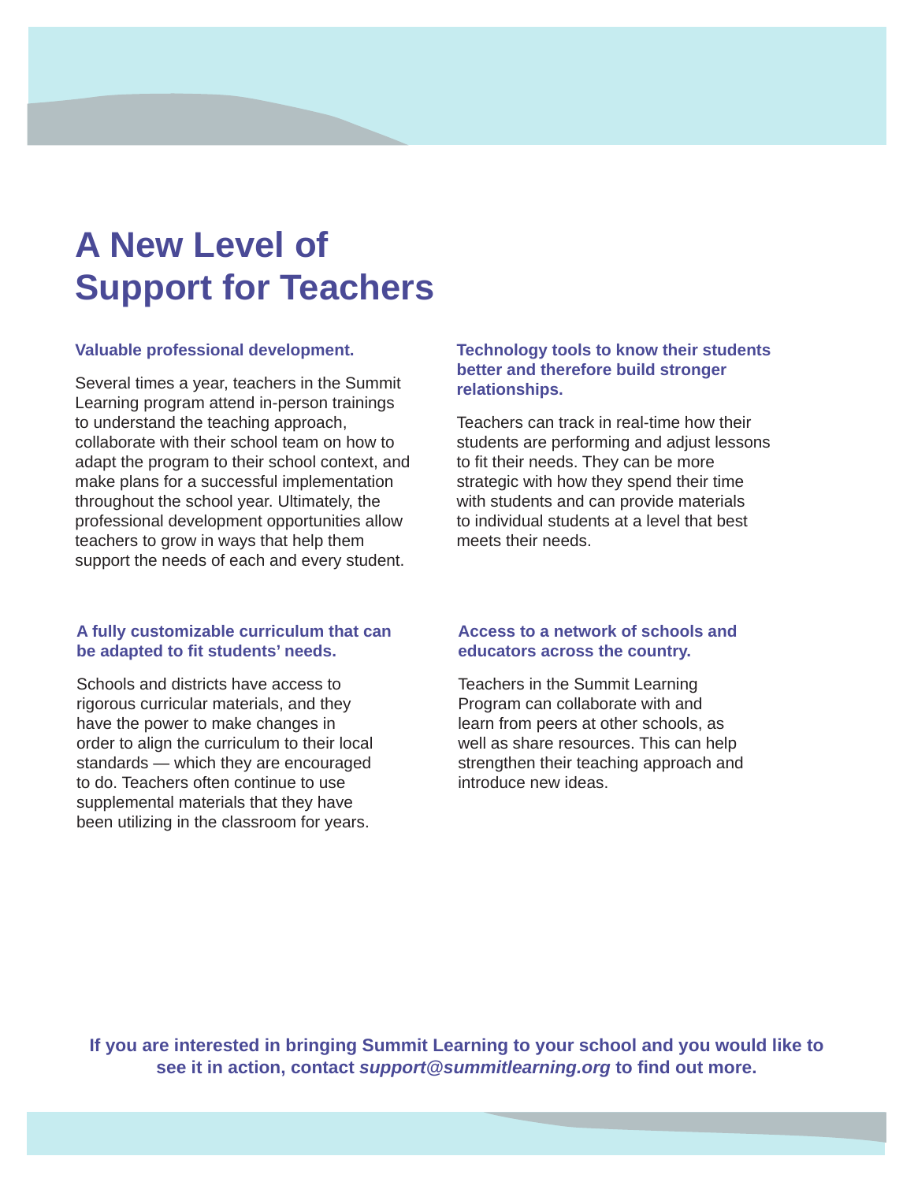# A New Level of Support for Teachers

**Valuable professional development.**

Several times a year, teachers in the Summit Learning program attend in-person trainings to understand the teaching approach, collaborate with their school team on how to adapt the program to their school context, and make plans for a successful implementation throughout the school year. Ultimately, the professional development opportunities allow teachers to grow in ways that help them support the needs of each and every student.

**Technology tools to know their students better and therefore build stronger relationships.**

Teachers can track in real-time how their students are performing and adjust lessons to fit their needs. They can be more strategic with how they spend their time with students and can provide materials to individual students at a level that best meets their needs.

**A fully customizable curriculum that can be adapted to fit students' needs.**

Schools and districts have access to rigorous curricular materials, and they have the power to make changes in order to align the curriculum to their local standards — which they are encouraged to do. Teachers often continue to use supplemental materials that they have been utilizing in the classroom for years.

**Access to a network of schools and educators across the country.**

Teachers in the Summit Learning Program can collaborate with and learn from peers at other schools, as well as share resources. This can help strengthen their teaching approach and introduce new ideas.

**If you are interested in bringing Summit Learning to your school and you would like to see it in action, contact *support@summitlearning.org* to find out more.**